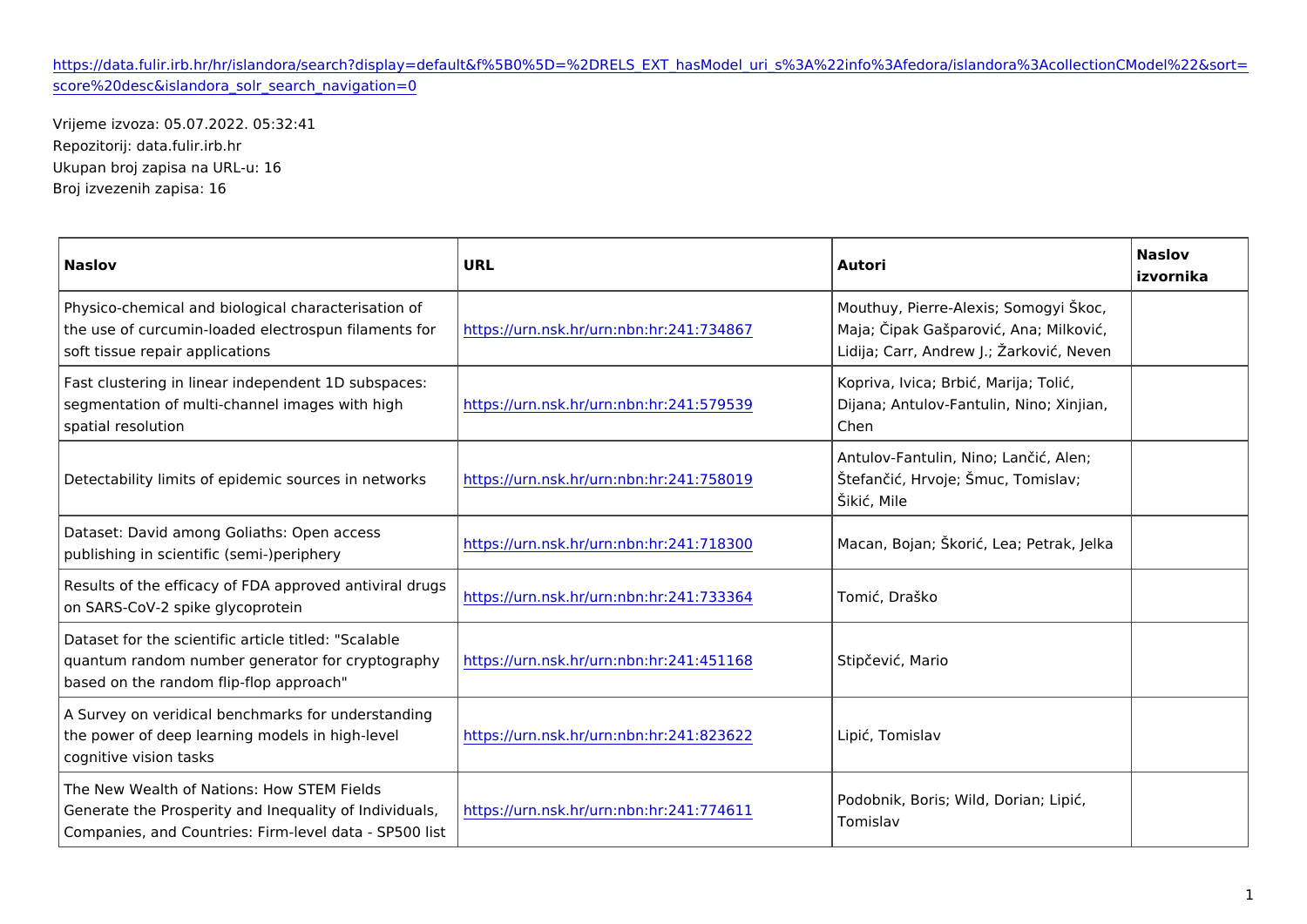https://data.fulir.irb.hr/hr/islandora/search?display=default&f%5B0%5D=%2DRELS_EXT_hasModel_uri_s%3A%22info%3Afedora/islandora%3AcollectionCModel%22&sort=score%20desc&islandora_solr_search_navigation=0

Vrijeme izvoza: 05.07.2022. 05:32:41
Repozitorij: data.fulir.irb.hr
Ukupan broj zapisa na URL-u: 16
Broj izvezenih zapisa: 16

| Naslov | URL | Autori | Naslov izvornika |
|---|---|---|---|
| Physico-chemical and biological characterisation of the use of curcumin-loaded electrospun filaments for soft tissue repair applications | https://urn.nsk.hr/urn:nbn:hr:241:734867 | Mouthuy, Pierre-Alexis; Somogyi Škoc, Maja; Čipak Gašparović, Ana; Milković, Lidija; Carr, Andrew J.; Žarković, Neven | |
| Fast clustering in linear independent 1D subspaces: segmentation of multi-channel images with high spatial resolution | https://urn.nsk.hr/urn:nbn:hr:241:579539 | Kopriva, Ivica; Brbić, Marija; Tolić, Dijana; Antulov-Fantulin, Nino; Xinjian, Chen | |
| Detectability limits of epidemic sources in networks | https://urn.nsk.hr/urn:nbn:hr:241:758019 | Antulov-Fantulin, Nino; Lančić, Alen; Štefančić, Hrvoje; Šmuc, Tomislav; Šikić, Mile | |
| Dataset: David among Goliaths: Open access publishing in scientific (semi-)periphery | https://urn.nsk.hr/urn:nbn:hr:241:718300 | Macan, Bojan; Škorić, Lea; Petrak, Jelka | |
| Results of the efficacy of FDA approved antiviral drugs on SARS-CoV-2 spike glycoprotein | https://urn.nsk.hr/urn:nbn:hr:241:733364 | Tomić, Draško | |
| Dataset for the scientific article titled: "Scalable quantum random number generator for cryptography based on the random flip-flop approach" | https://urn.nsk.hr/urn:nbn:hr:241:451168 | Stipčević, Mario | |
| A Survey on veridical benchmarks for understanding the power of deep learning models in high-level cognitive vision tasks | https://urn.nsk.hr/urn:nbn:hr:241:823622 | Lipić, Tomislav | |
| The New Wealth of Nations: How STEM Fields Generate the Prosperity and Inequality of Individuals, Companies, and Countries: Firm-level data - SP500 list | https://urn.nsk.hr/urn:nbn:hr:241:774611 | Podobnik, Boris; Wild, Dorian; Lipić, Tomislav | |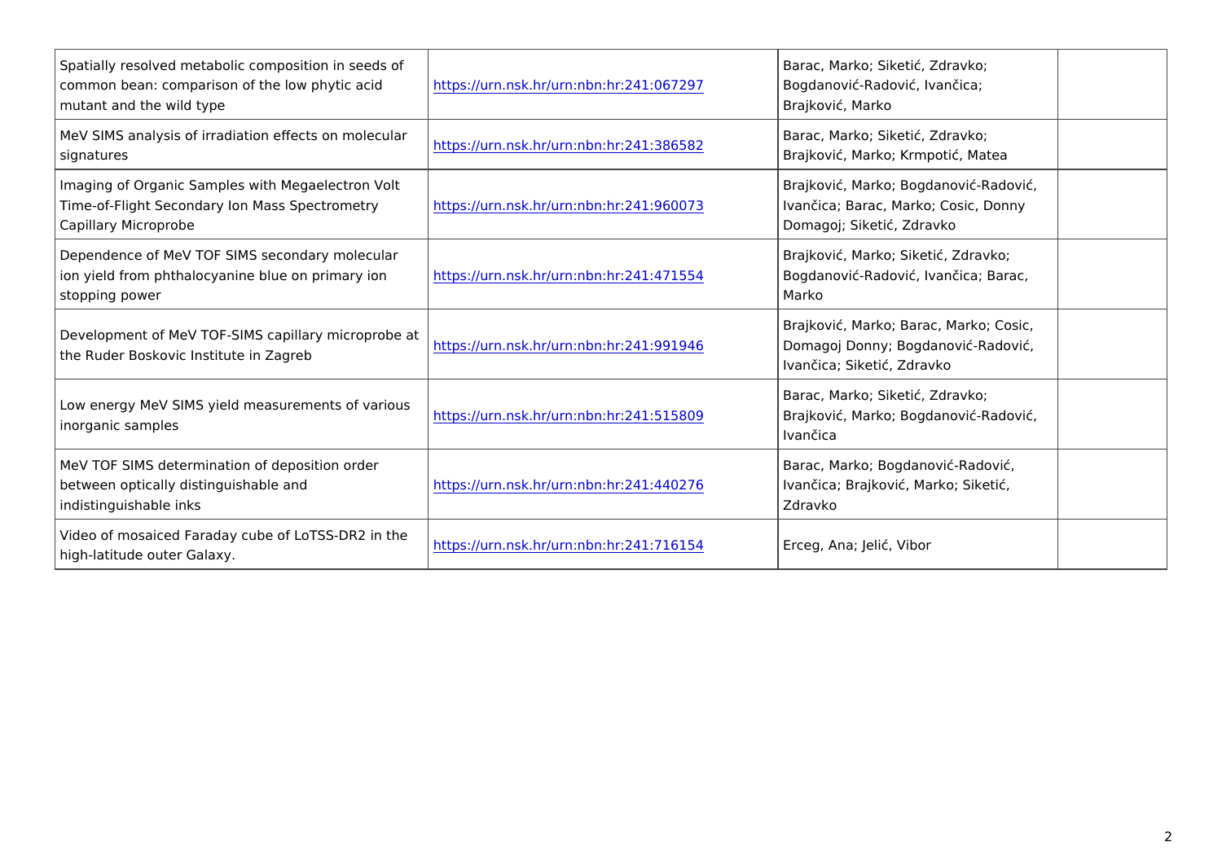| | | | |
|---|---|---|---|
| Spatially resolved metabolic composition in seeds of common bean: comparison of the low phytic acid mutant and the wild type | https://urn.nsk.hr/urn:nbn:hr:241:067297 | Barac, Marko; Siketić, Zdravko; Bogdanović-Radović, Ivančica; Brajković, Marko | |
| MeV SIMS analysis of irradiation effects on molecular signatures | https://urn.nsk.hr/urn:nbn:hr:241:386582 | Barac, Marko; Siketić, Zdravko; Brajković, Marko; Krmpotić, Matea | |
| Imaging of Organic Samples with Megaelectron Volt Time-of-Flight Secondary Ion Mass Spectrometry Capillary Microprobe | https://urn.nsk.hr/urn:nbn:hr:241:960073 | Brajković, Marko; Bogdanović-Radović, Ivančica; Barac, Marko; Cosic, Donny Domagoj; Siketić, Zdravko | |
| Dependence of MeV TOF SIMS secondary molecular ion yield from phthalocyanine blue on primary ion stopping power | https://urn.nsk.hr/urn:nbn:hr:241:471554 | Brajković, Marko; Siketić, Zdravko; Bogdanović-Radović, Ivančica; Barac, Marko | |
| Development of MeV TOF-SIMS capillary microprobe at the Ruder Boskovic Institute in Zagreb | https://urn.nsk.hr/urn:nbn:hr:241:991946 | Brajković, Marko; Barac, Marko; Cosic, Domagoj Donny; Bogdanović-Radović, Ivančica; Siketić, Zdravko | |
| Low energy MeV SIMS yield measurements of various inorganic samples | https://urn.nsk.hr/urn:nbn:hr:241:515809 | Barac, Marko; Siketić, Zdravko; Brajković, Marko; Bogdanović-Radović, Ivančica | |
| MeV TOF SIMS determination of deposition order between optically distinguishable and indistinguishable inks | https://urn.nsk.hr/urn:nbn:hr:241:440276 | Barac, Marko; Bogdanović-Radović, Ivančica; Brajković, Marko; Siketić, Zdravko | |
| Video of mosaiced Faraday cube of LoTSS-DR2 in the high-latitude outer Galaxy. | https://urn.nsk.hr/urn:nbn:hr:241:716154 | Erceg, Ana; Jelić, Vibor | |